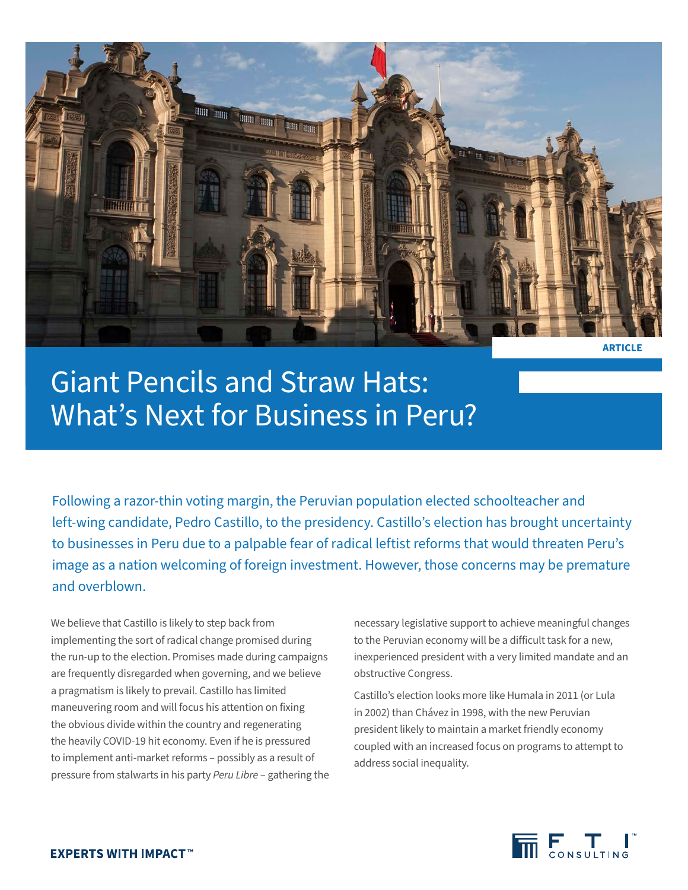ARTICLE

# Giant Pencils and Straw Hats: What's Next for Business in Peru?

Following a razor-thin voting margin, the Peruvian population elected schoolteacher and left-wing candidate, Pedro Castillo, to the presidency. Castillo's election has brought uncertainty to businesses in Peru due to a palpable fear of radical leftist reforms that would threaten Peru's image as a nation welcoming of foreign investment. However, those concerns may be premature and overblown.

We believe that Castillo is likely to step back from implementing the sort of radical change promised during the run-up to the election. Promises made during campaigns are frequently disregarded when governing, and we believe a pragmatism is likely to prevail. Castillo has limited maneuvering room and will focus his attention on fixing the obvious divide within the country and regenerating the heavily COVID-19 hit economy. Even if he is pressured to implement anti-market reforms – possibly as a result of pressure from stalwarts in his party *Peru Libre* – gathering the necessary legislative support to achieve meaningful changes to the Peruvian economy will be a difficult task for a new, inexperienced president with a very limited mandate and an obstructive Congress.

Castillo's election looks more like Humala in 2011 (or Lula in 2002) than Chávez in 1998, with the new Peruvian president likely to maintain a market friendly economy coupled with an increased focus on programs to attempt to address social inequality.

**EXPERTS WITH IMPACT™**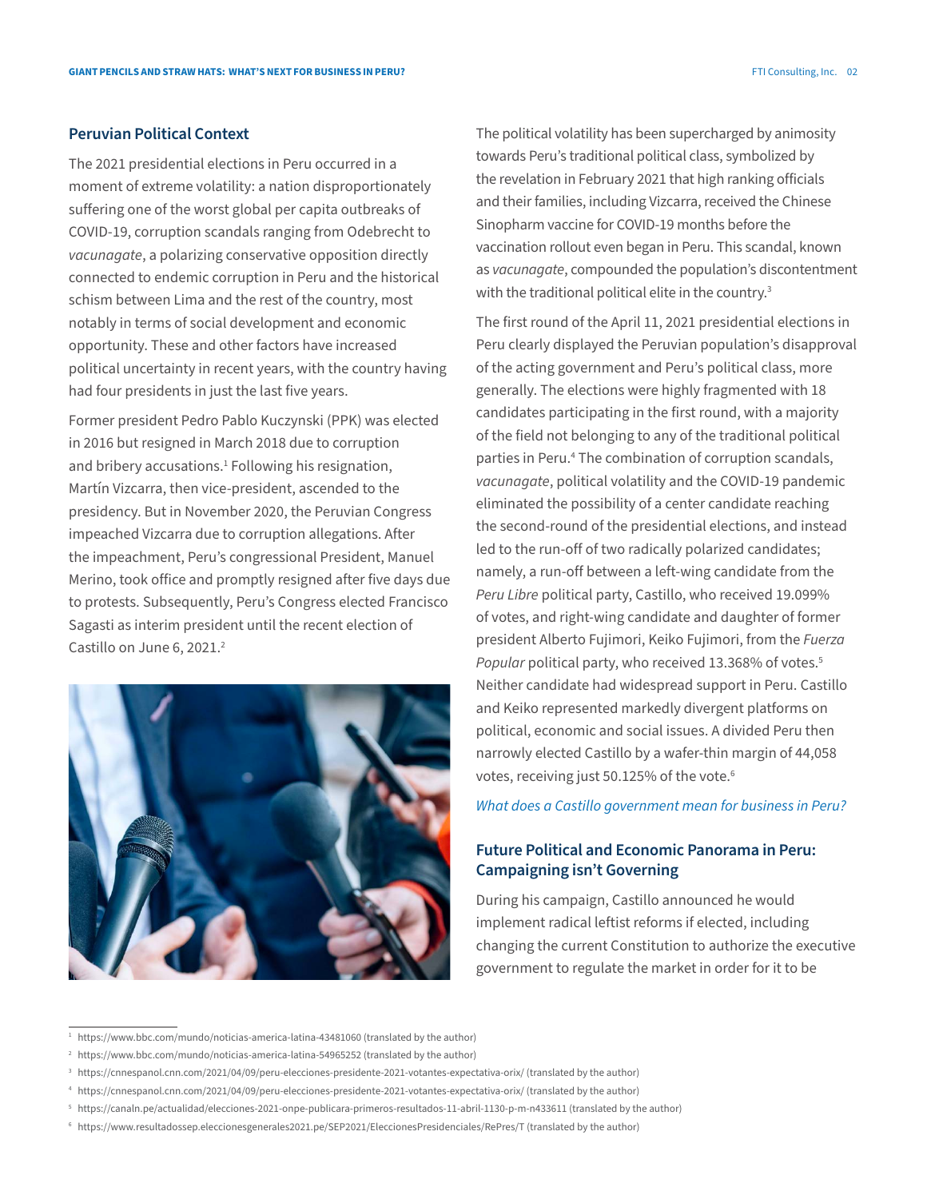## Peruvian Political Context

The 2021 presidential elections in Peru occurred in a moment of extreme volatility: a nation disproportionately suffering one of the worst global per capita outbreaks of COVID-19, corruption scandals ranging from Odebrecht to *vacunagate*, a polarizing conservative opposition directly connected to endemic corruption in Peru and the historical schism between Lima and the rest of the country, most notably in terms of social development and economic opportunity. These and other factors have increased political uncertainty in recent years, with the country having had four presidents in just the last five years.

Former president Pedro Pablo Kuczynski (PPK) was elected in 2016 but resigned in March 2018 due to corruption and bribery accusations.[1] Following his resignation, Martín Vizcarra, then vice-president, ascended to the presidency. But in November 2020, the Peruvian Congress impeached Vizcarra due to corruption allegations. After the impeachment, Peru's congressional President, Manuel Merino, took office and promptly resigned after five days due to protests. Subsequently, Peru's Congress elected Francisco Sagasti as interim president until the recent election of Castillo on June 6, 2021.[2]

The political volatility has been supercharged by animosity towards Peru's traditional political class, symbolized by the revelation in February 2021 that high ranking officials and their families, including Vizcarra, received the Chinese Sinopharm vaccine for COVID-19 months before the vaccination rollout even began in Peru. This scandal, known as *vacunagate*, compounded the population's discontentment with the traditional political elite in the country.[3]

The first round of the April 11, 2021 presidential elections in Peru clearly displayed the Peruvian population's disapproval of the acting government and Peru's political class, more generally. The elections were highly fragmented with 18 candidates participating in the first round, with a majority of the field not belonging to any of the traditional political parties in Peru.[4] The combination of corruption scandals, *vacunagate*, political volatility and the COVID-19 pandemic eliminated the possibility of a center candidate reaching the second-round of the presidential elections, and instead led to the run-off of two radically polarized candidates; namely, a run-off between a left-wing candidate from the *Peru Libre* political party, Castillo, who received 19.099% of votes, and right-wing candidate and daughter of former president Alberto Fujimori, Keiko Fujimori, from the *Fuerza Popular* political party, who received 13.368% of votes.[5] Neither candidate had widespread support in Peru. Castillo and Keiko represented markedly divergent platforms on political, economic and social issues. A divided Peru then narrowly elected Castillo by a wafer-thin margin of 44,058 votes, receiving just 50.125% of the vote.[6]

*What does a Castillo government mean for business in Peru?*

## Future Political and Economic Panorama in Peru: Campaigning isn't Governing

During his campaign, Castillo announced he would implement radical leftist reforms if elected, including changing the current Constitution to authorize the executive government to regulate the market in order for it to be

---

[1] https://www.bbc.com/mundo/noticias-america-latina-43481060 (translated by the author)

[2] https://www.bbc.com/mundo/noticias-america-latina-54965252 (translated by the author)

[3] https://cnnespanol.cnn.com/2021/04/09/peru-elecciones-presidente-2021-votantes-expectativa-orix/ (translated by the author)

[4] https://cnnespanol.cnn.com/2021/04/09/peru-elecciones-presidente-2021-votantes-expectativa-orix/ (translated by the author)

[5] https://canaln.pe/actualidad/elecciones-2021-onpe-publicara-primeros-resultados-11-abril-1130-p-m-n433611 (translated by the author)

[6] https://www.resultadossep.eleccionesgenerales2021.pe/SEP2021/EleccionesPresidenciales/RePres/T (translated by the author)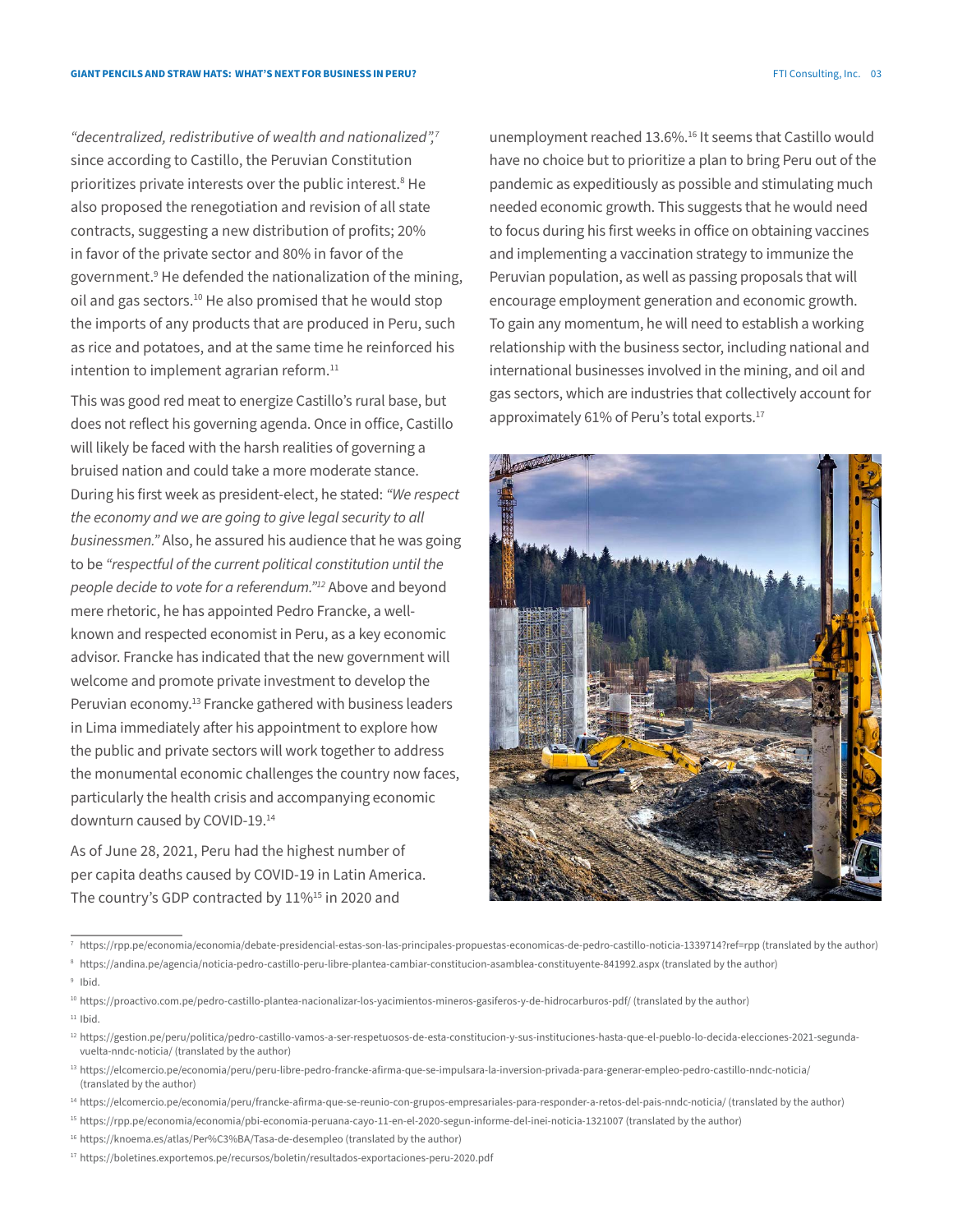*"decentralized, redistributive of wealth and nationalized",*[7] since according to Castillo, the Peruvian Constitution prioritizes private interests over the public interest.[8] He also proposed the renegotiation and revision of all state contracts, suggesting a new distribution of profits; 20% in favor of the private sector and 80% in favor of the government.[9] He defended the nationalization of the mining, oil and gas sectors.[10] He also promised that he would stop the imports of any products that are produced in Peru, such as rice and potatoes, and at the same time he reinforced his intention to implement agrarian reform.[11]

This was good red meat to energize Castillo's rural base, but does not reflect his governing agenda. Once in office, Castillo will likely be faced with the harsh realities of governing a bruised nation and could take a more moderate stance. During his first week as president-elect, he stated: *"We respect the economy and we are going to give legal security to all businessmen."* Also, he assured his audience that he was going to be *"respectful of the current political constitution until the people decide to vote for a referendum."*[12] Above and beyond mere rhetoric, he has appointed Pedro Francke, a well-known and respected economist in Peru, as a key economic advisor. Francke has indicated that the new government will welcome and promote private investment to develop the Peruvian economy.[13] Francke gathered with business leaders in Lima immediately after his appointment to explore how the public and private sectors will work together to address the monumental economic challenges the country now faces, particularly the health crisis and accompanying economic downturn caused by COVID-19.[14]

As of June 28, 2021, Peru had the highest number of per capita deaths caused by COVID-19 in Latin America. The country's GDP contracted by 11%[15] in 2020 and unemployment reached 13.6%.[16] It seems that Castillo would have no choice but to prioritize a plan to bring Peru out of the pandemic as expeditiously as possible and stimulating much needed economic growth. This suggests that he would need to focus during his first weeks in office on obtaining vaccines and implementing a vaccination strategy to immunize the Peruvian population, as well as passing proposals that will encourage employment generation and economic growth. To gain any momentum, he will need to establish a working relationship with the business sector, including national and international businesses involved in the mining, and oil and gas sectors, which are industries that collectively account for approximately 61% of Peru's total exports.[17]

---

[7] https://rpp.pe/economia/economia/debate-presidencial-estas-son-las-principales-propuestas-economicas-de-pedro-castillo-noticia-1339714?ref=rpp (translated by the author)

[8] https://andina.pe/agencia/noticia-pedro-castillo-peru-libre-plantea-cambiar-constitucion-asamblea-constituyente-841992.aspx (translated by the author)

[9] Ibid.

[10] https://proactivo.com.pe/pedro-castillo-plantea-nacionalizar-los-yacimientos-mineros-gasiferos-y-de-hidrocarburos-pdf/ (translated by the author)

[11] Ibid.

[12] https://gestion.pe/peru/politica/pedro-castillo-vamos-a-ser-respetuosos-de-esta-constitucion-y-sus-instituciones-hasta-que-el-pueblo-lo-decida-elecciones-2021-segunda-vuelta-nndc-noticia/ (translated by the author)

[13] https://elcomercio.pe/economia/peru/peru-libre-pedro-francke-afirma-que-se-impulsara-la-inversion-privada-para-generar-empleo-pedro-castillo-nndc-noticia/ (translated by the author)

[14] https://elcomercio.pe/economia/peru/francke-afirma-que-se-reunio-con-grupos-empresariales-para-responder-a-retos-del-pais-nndc-noticia/ (translated by the author)

[15] https://rpp.pe/economia/economia/pbi-economia-peruana-cayo-11-en-el-2020-segun-informe-del-inei-noticia-1321007 (translated by the author)

[16] https://knoema.es/atlas/Per%C3%BA/Tasa-de-desempleo (translated by the author)

[17] https://boletines.exportemos.pe/recursos/boletin/resultados-exportaciones-peru-2020.pdf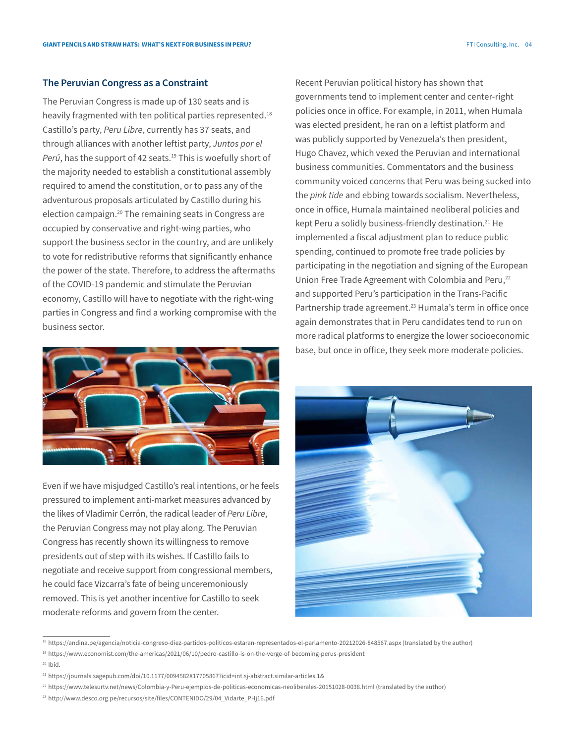## The Peruvian Congress as a Constraint

The Peruvian Congress is made up of 130 seats and is heavily fragmented with ten political parties represented.[18] Castillo's party, *Peru Libre*, currently has 37 seats, and through alliances with another leftist party, *Juntos por el Perú*, has the support of 42 seats.[19] This is woefully short of the majority needed to establish a constitutional assembly required to amend the constitution, or to pass any of the adventurous proposals articulated by Castillo during his election campaign.[20] The remaining seats in Congress are occupied by conservative and right-wing parties, who support the business sector in the country, and are unlikely to vote for redistributive reforms that significantly enhance the power of the state. Therefore, to address the aftermaths of the COVID-19 pandemic and stimulate the Peruvian economy, Castillo will have to negotiate with the right-wing parties in Congress and find a working compromise with the business sector.

Even if we have misjudged Castillo's real intentions, or he feels pressured to implement anti-market measures advanced by the likes of Vladimir Cerrón, the radical leader of *Peru Libre*, the Peruvian Congress may not play along. The Peruvian Congress has recently shown its willingness to remove presidents out of step with its wishes. If Castillo fails to negotiate and receive support from congressional members, he could face Vizcarra's fate of being unceremoniously removed. This is yet another incentive for Castillo to seek moderate reforms and govern from the center.

Recent Peruvian political history has shown that governments tend to implement center and center-right policies once in office. For example, in 2011, when Humala was elected president, he ran on a leftist platform and was publicly supported by Venezuela's then president, Hugo Chavez, which vexed the Peruvian and international business communities. Commentators and the business community voiced concerns that Peru was being sucked into the *pink tide* and ebbing towards socialism. Nevertheless, once in office, Humala maintained neoliberal policies and kept Peru a solidly business-friendly destination.[21] He implemented a fiscal adjustment plan to reduce public spending, continued to promote free trade policies by participating in the negotiation and signing of the European Union Free Trade Agreement with Colombia and Peru,[22] and supported Peru's participation in the Trans-Pacific Partnership trade agreement.[23] Humala's term in office once again demonstrates that in Peru candidates tend to run on more radical platforms to energize the lower socioeconomic base, but once in office, they seek more moderate policies.

---

[18] https://andina.pe/agencia/noticia-congreso-diez-partidos-politicos-estaran-representados-el-parlamento-20212026-848567.aspx (translated by the author)

[19] https://www.economist.com/the-americas/2021/06/10/pedro-castillo-is-on-the-verge-of-becoming-perus-president

[20] Ibid.

[21] https://journals.sagepub.com/doi/10.1177/0094582X17705867?icid=int.sj-abstract.similar-articles.1&

[22] https://www.telesurtv.net/news/Colombia-y-Peru-ejemplos-de-politicas-economicas-neoliberales-20151028-0038.html (translated by the author)

[23] http://www.desco.org.pe/recursos/site/files/CONTENIDO/29/04_Vidarte_PHj16.pdf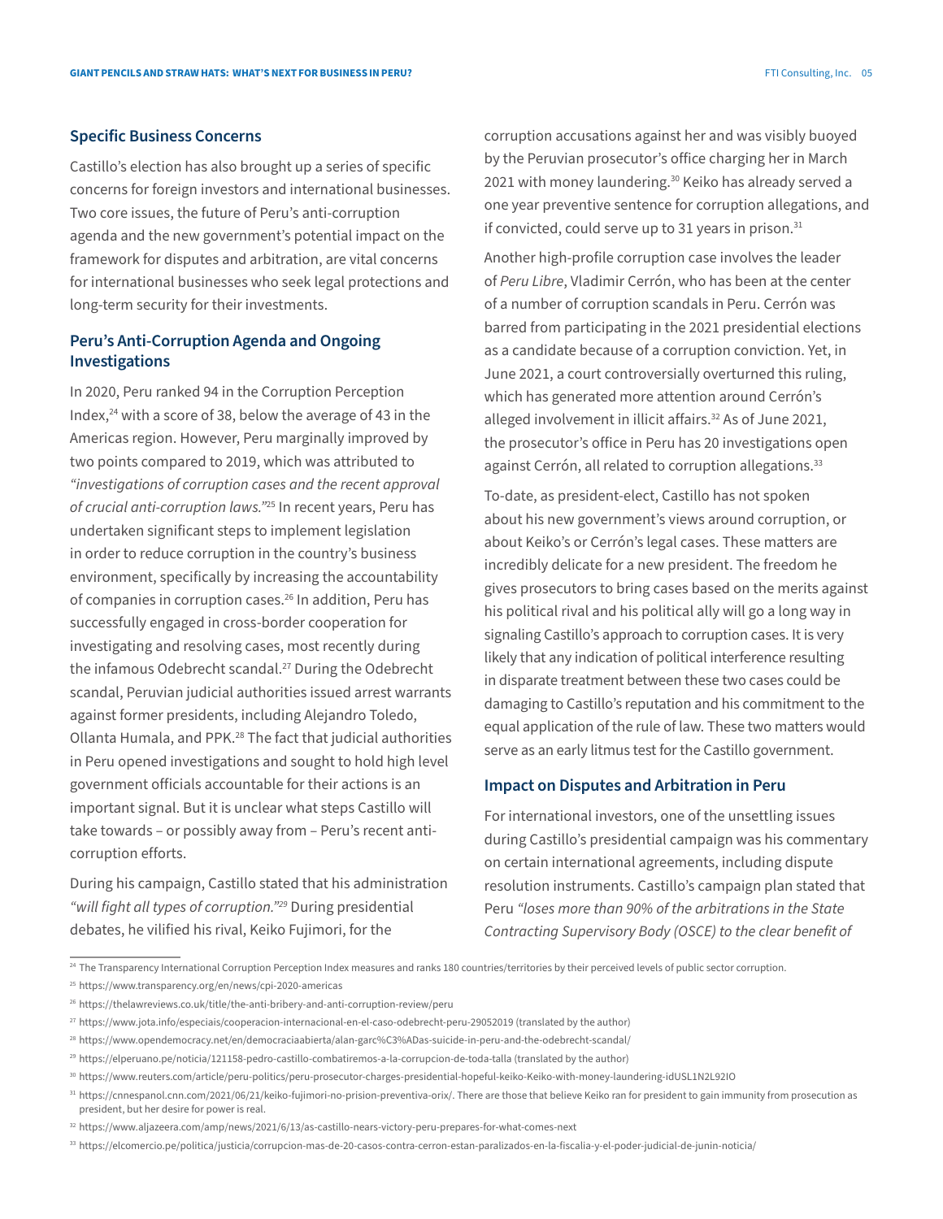## Specific Business Concerns

Castillo's election has also brought up a series of specific concerns for foreign investors and international businesses. Two core issues, the future of Peru's anti-corruption agenda and the new government's potential impact on the framework for disputes and arbitration, are vital concerns for international businesses who seek legal protections and long-term security for their investments.

## Peru's Anti-Corruption Agenda and Ongoing Investigations

In 2020, Peru ranked 94 in the Corruption Perception Index,[24] with a score of 38, below the average of 43 in the Americas region. However, Peru marginally improved by two points compared to 2019, which was attributed to *"investigations of corruption cases and the recent approval of crucial anti-corruption laws."*[25] In recent years, Peru has undertaken significant steps to implement legislation in order to reduce corruption in the country's business environment, specifically by increasing the accountability of companies in corruption cases.[26] In addition, Peru has successfully engaged in cross-border cooperation for investigating and resolving cases, most recently during the infamous Odebrecht scandal.[27] During the Odebrecht scandal, Peruvian judicial authorities issued arrest warrants against former presidents, including Alejandro Toledo, Ollanta Humala, and PPK.[28] The fact that judicial authorities in Peru opened investigations and sought to hold high level government officials accountable for their actions is an important signal. But it is unclear what steps Castillo will take towards – or possibly away from – Peru's recent anti-corruption efforts.

During his campaign, Castillo stated that his administration *"will fight all types of corruption."*[29] During presidential debates, he vilified his rival, Keiko Fujimori, for the corruption accusations against her and was visibly buoyed by the Peruvian prosecutor's office charging her in March 2021 with money laundering.[30] Keiko has already served a one year preventive sentence for corruption allegations, and if convicted, could serve up to 31 years in prison.[31]

Another high-profile corruption case involves the leader of *Peru Libre*, Vladimir Cerrón, who has been at the center of a number of corruption scandals in Peru. Cerrón was barred from participating in the 2021 presidential elections as a candidate because of a corruption conviction. Yet, in June 2021, a court controversially overturned this ruling, which has generated more attention around Cerrón's alleged involvement in illicit affairs.[32] As of June 2021, the prosecutor's office in Peru has 20 investigations open against Cerrón, all related to corruption allegations.[33]

To-date, as president-elect, Castillo has not spoken about his new government's views around corruption, or about Keiko's or Cerrón's legal cases. These matters are incredibly delicate for a new president. The freedom he gives prosecutors to bring cases based on the merits against his political rival and his political ally will go a long way in signaling Castillo's approach to corruption cases. It is very likely that any indication of political interference resulting in disparate treatment between these two cases could be damaging to Castillo's reputation and his commitment to the equal application of the rule of law. These two matters would serve as an early litmus test for the Castillo government.

## Impact on Disputes and Arbitration in Peru

For international investors, one of the unsettling issues during Castillo's presidential campaign was his commentary on certain international agreements, including dispute resolution instruments. Castillo's campaign plan stated that Peru *"loses more than 90% of the arbitrations in the State Contracting Supervisory Body (OSCE) to the clear benefit of*

---

[24] The Transparency International Corruption Perception Index measures and ranks 180 countries/territories by their perceived levels of public sector corruption.

[25] https://www.transparency.org/en/news/cpi-2020-americas

[26] https://thelawreviews.co.uk/title/the-anti-bribery-and-anti-corruption-review/peru

[27] https://www.jota.info/especiais/cooperacion-internacional-en-el-caso-odebrecht-peru-29052019 (translated by the author)

[28] https://www.opendemocracy.net/en/democraciaabierta/alan-garc%C3%ADas-suicide-in-peru-and-the-odebrecht-scandal/

[29] https://elperuano.pe/noticia/121158-pedro-castillo-combatiremos-a-la-corrupcion-de-toda-talla (translated by the author)

[30] https://www.reuters.com/article/peru-politics/peru-prosecutor-charges-presidential-hopeful-keiko-fujimori-with-money-laundering-idUSL1N2L92IO

[31] https://cnnespanol.cnn.com/2021/06/21/keiko-fujimori-no-prision-preventiva-orix/. There are those that believe Keiko ran for president to gain immunity from prosecution as president, but her desire for power is real.

[32] https://www.aljazeera.com/amp/news/2021/6/13/as-castillo-nears-victory-peru-prepares-for-what-comes-next

[33] https://elcomercio.pe/politica/justicia/corrupcion-mas-de-20-casos-contra-cerron-estan-paralizados-en-la-fiscalia-y-el-poder-judicial-de-junin-noticia/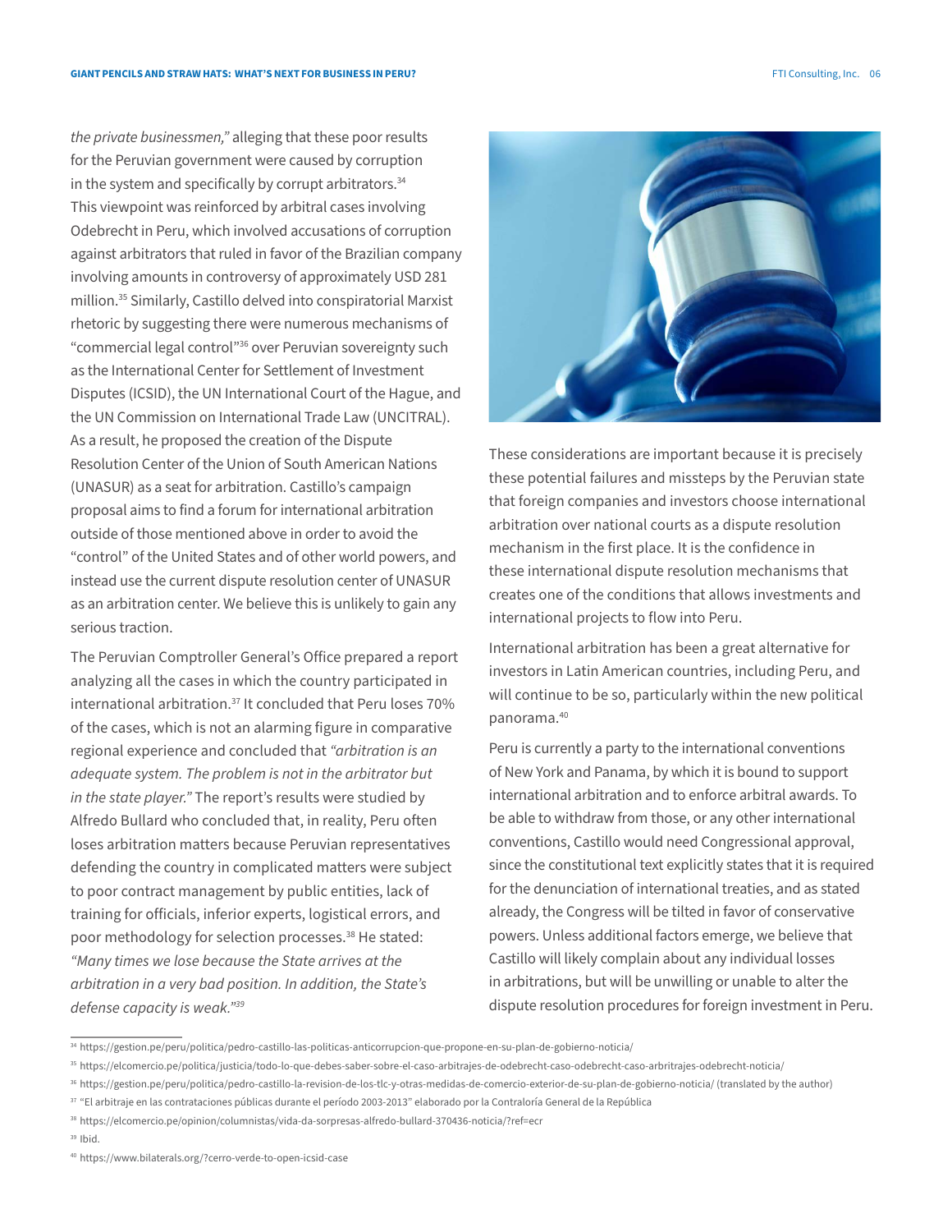*the private businessmen,"* alleging that these poor results for the Peruvian government were caused by corruption in the system and specifically by corrupt arbitrators.[34] This viewpoint was reinforced by arbitral cases involving Odebrecht in Peru, which involved accusations of corruption against arbitrators that ruled in favor of the Brazilian company involving amounts in controversy of approximately USD 281 million.[35] Similarly, Castillo delved into conspiratorial Marxist rhetoric by suggesting there were numerous mechanisms of "commercial legal control"[36] over Peruvian sovereignty such as the International Center for Settlement of Investment Disputes (ICSID), the UN International Court of the Hague, and the UN Commission on International Trade Law (UNCITRAL). As a result, he proposed the creation of the Dispute Resolution Center of the Union of South American Nations (UNASUR) as a seat for arbitration. Castillo's campaign proposal aims to find a forum for international arbitration outside of those mentioned above in order to avoid the "control" of the United States and of other world powers, and instead use the current dispute resolution center of UNASUR as an arbitration center. We believe this is unlikely to gain any serious traction.

The Peruvian Comptroller General's Office prepared a report analyzing all the cases in which the country participated in international arbitration.[37] It concluded that Peru loses 70% of the cases, which is not an alarming figure in comparative regional experience and concluded that *"arbitration is an adequate system. The problem is not in the arbitrator but in the state player."* The report's results were studied by Alfredo Bullard who concluded that, in reality, Peru often loses arbitration matters because Peruvian representatives defending the country in complicated matters were subject to poor contract management by public entities, lack of training for officials, inferior experts, logistical errors, and poor methodology for selection processes.[38] He stated: *"Many times we lose because the State arrives at the arbitration in a very bad position. In addition, the State's defense capacity is weak."*[39]

These considerations are important because it is precisely these potential failures and missteps by the Peruvian state that foreign companies and investors choose international arbitration over national courts as a dispute resolution mechanism in the first place. It is the confidence in these international dispute resolution mechanisms that creates one of the conditions that allows investments and international projects to flow into Peru.

International arbitration has been a great alternative for investors in Latin American countries, including Peru, and will continue to be so, particularly within the new political panorama.[40]

Peru is currently a party to the international conventions of New York and Panama, by which it is bound to support international arbitration and to enforce arbitral awards. To be able to withdraw from those, or any other international conventions, Castillo would need Congressional approval, since the constitutional text explicitly states that it is required for the denunciation of international treaties, and as stated already, the Congress will be tilted in favor of conservative powers. Unless additional factors emerge, we believe that Castillo will likely complain about any individual losses in arbitrations, but will be unwilling or unable to alter the dispute resolution procedures for foreign investment in Peru.

---

[34] https://gestion.pe/peru/politica/pedro-castillo-las-politicas-anticorrupcion-que-propone-en-su-plan-de-gobierno-noticia/

[35] https://elcomercio.pe/politica/justicia/todo-lo-que-debes-saber-sobre-el-caso-arbitrajes-de-odebrecht-caso-odebrecht-caso-arbritrajes-odebrecht-noticia/

[36] https://gestion.pe/peru/politica/pedro-castillo-la-revision-de-los-tlc-y-otras-medidas-de-comercio-exterior-de-su-plan-de-gobierno-noticia/ (translated by the author)

[37] "El arbitraje en las contrataciones públicas durante el período 2003-2013" elaborado por la Contraloría General de la República

[38] https://elcomercio.pe/opinion/columnistas/vida-da-sorpresas-alfredo-bullard-370436-noticia/?ref=ecr

[39] Ibid.

[40] https://www.bilaterals.org/?cerro-verde-to-open-icsid-case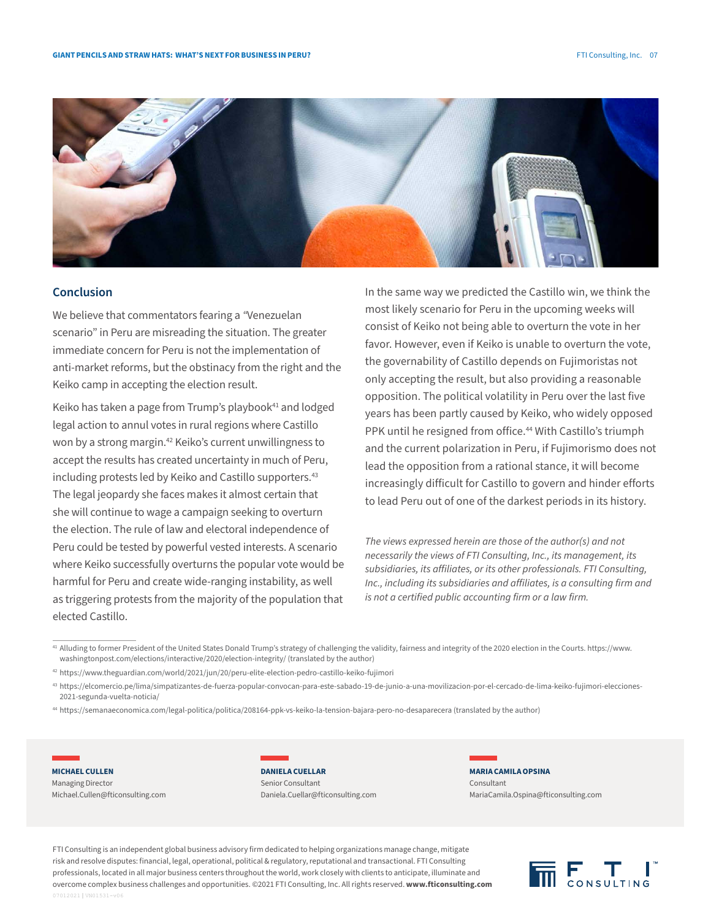## Conclusion

We believe that commentators fearing a "Venezuelan scenario" in Peru are misreading the situation. The greater immediate concern for Peru is not the implementation of anti-market reforms, but the obstinacy from the right and the Keiko camp in accepting the election result.

Keiko has taken a page from Trump's playbook[41] and lodged legal action to annul votes in rural regions where Castillo won by a strong margin.[42] Keiko's current unwillingness to accept the results has created uncertainty in much of Peru, including protests led by Keiko and Castillo supporters.[43] The legal jeopardy she faces makes it almost certain that she will continue to wage a campaign seeking to overturn the election. The rule of law and electoral independence of Peru could be tested by powerful vested interests. A scenario where Keiko successfully overturns the popular vote would be harmful for Peru and create wide-ranging instability, as well as triggering protests from the majority of the population that elected Castillo.

In the same way we predicted the Castillo win, we think the most likely scenario for Peru in the upcoming weeks will consist of Keiko not being able to overturn the vote in her favor. However, even if Keiko is unable to overturn the vote, the governability of Castillo depends on Fujimoristas not only accepting the result, but also providing a reasonable opposition. The political volatility in Peru over the last five years has been partly caused by Keiko, who widely opposed PPK until he resigned from office.[44] With Castillo's triumph and the current polarization in Peru, if Fujimorismo does not lead the opposition from a rational stance, it will become increasingly difficult for Castillo to govern and hinder efforts to lead Peru out of one of the darkest periods in its history.

*The views expressed herein are those of the author(s) and not necessarily the views of FTI Consulting, Inc., its management, its subsidiaries, its affiliates, or its other professionals. FTI Consulting, Inc., including its subsidiaries and affiliates, is a consulting firm and is not a certified public accounting firm or a law firm.*

---

[41] Alluding to former President of the United States Donald Trump's strategy of challenging the validity, fairness and integrity of the 2020 election in the Courts. https://www.washingtonpost.com/elections/interactive/2020/election-integrity/ (translated by the author)

[42] https://www.theguardian.com/world/2021/jun/20/peru-elite-election-pedro-castillo-keiko-fujimori

[43] https://elcomercio.pe/lima/simpatizantes-de-fuerza-popular-convocan-para-este-sabado-19-de-junio-a-una-movilizacion-por-el-cercado-de-lima-keiko-fujimori-elecciones-2021-segunda-vuelta-noticia/

[44] https://semanaeconomica.com/legal-politica/politica/208164-ppk-vs-keiko-la-tension-bajara-pero-no-desaparecera (translated by the author)

**MICHAEL CULLEN**
Managing Director
Michael.Cullen@fticonsulting.com

**DANIELA CUELLAR**
Senior Consultant
Daniela.Cuellar@fticonsulting.com

**MARIA CAMILA OPSINA**
Consultant
MariaCamila.Ospina@fticonsulting.com

FTI Consulting is an independent global business advisory firm dedicated to helping organizations manage change, mitigate risk and resolve disputes: financial, legal, operational, political & regulatory, reputational and transactional. FTI Consulting professionals, located in all major business centers throughout the world, work closely with clients to anticipate, illuminate and overcome complex business challenges and opportunities. ©2021 FTI Consulting, Inc. All rights reserved. **www.fticonsulting.com**

07012021 | VN01531-v06